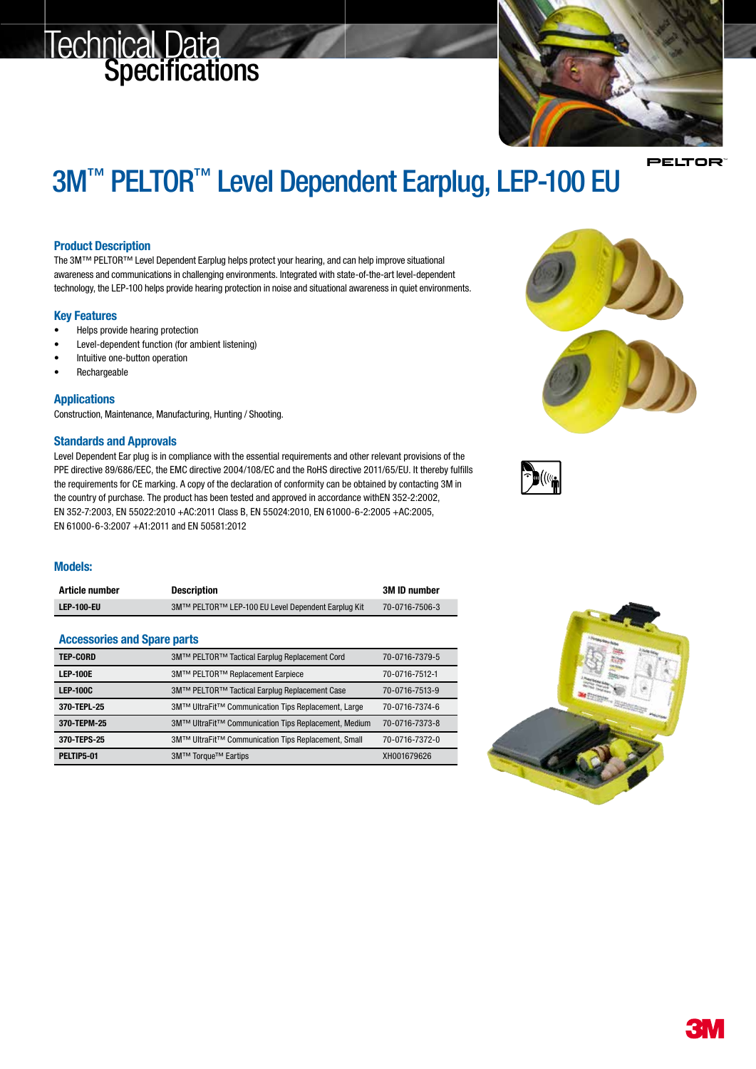# Technical Data
## Specifications

# 3M™ PELTOR™ Level Dependent Earplug, LEP-100 EU

### Product Description

The 3M™ PELTOR™ Level Dependent Earplug helps protect your hearing, and can help improve situational awareness and communications in challenging environments. Integrated with state-of-the-art level-dependent technology, the LEP-100 helps provide hearing protection in noise and situational awareness in quiet environments.

### Key Features

- Helps provide hearing protection
- Level-dependent function (for ambient listening)
- Intuitive one-button operation
- Rechargeable

### Applications

Construction, Maintenance, Manufacturing, Hunting / Shooting.

### Standards and Approvals

Level Dependent Ear plug is in compliance with the essential requirements and other relevant provisions of the PPE directive 89/686/EEC, the EMC directive 2004/108/EC and the RoHS directive 2011/65/EU. It thereby fulfills the requirements for CE marking. A copy of the declaration of conformity can be obtained by contacting 3M in the country of purchase. The product has been tested and approved in accordance withEN 352-2:2002, EN 352-7:2003, EN 55022:2010 +AC:2011 Class B, EN 55024:2010, EN 61000-6-2:2005 +AC:2005, EN 61000-6-3:2007 +A1:2011 and EN 50581:2012

### Models:

| Article number | Description | 3M ID number |
|---|---|---|
| LEP-100-EU | 3M™ PELTOR™ LEP-100 EU Level Dependent Earplug Kit | 70-0716-7506-3 |

### Accessories and Spare parts

| Article number | Description | 3M ID number |
|---|---|---|
| TEP-CORD | 3M™ PELTOR™ Tactical Earplug Replacement Cord | 70-0716-7379-5 |
| LEP-100E | 3M™ PELTOR™ Replacement Earpiece | 70-0716-7512-1 |
| LEP-100C | 3M™ PELTOR™ Tactical Earplug Replacement Case | 70-0716-7513-9 |
| 370-TEPL-25 | 3M™ UltraFit™ Communication Tips Replacement, Large | 70-0716-7374-6 |
| 370-TEPM-25 | 3M™ UltraFit™ Communication Tips Replacement, Medium | 70-0716-7373-8 |
| 370-TEPS-25 | 3M™ UltraFit™ Communication Tips Replacement, Small | 70-0716-7372-0 |
| PELTIP5-01 | 3M™ Torque™ Eartips | XH001679626 |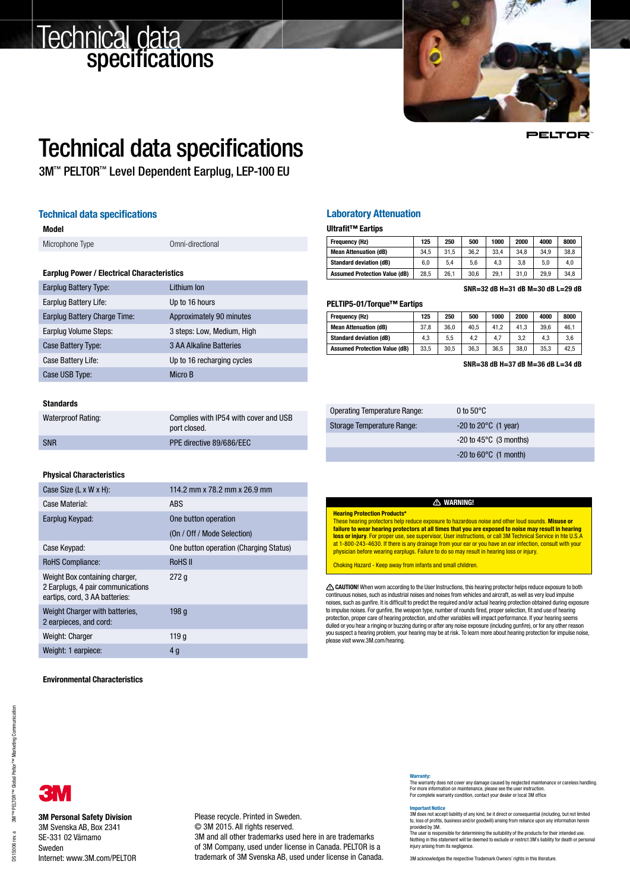# Technical data specifications

3M™ PELTOR™ Level Dependent Earplug, LEP-100 EU

## Technical data specifications

### Model

| | |
|---|---|
| Microphone Type | Omni-directional |

### Earplug Power / Electrical Characteristics

| | |
|---|---|
| Earplug Battery Type: | Lithium Ion |
| Earplug Battery Life: | Up to 16 hours |
| Earplug Battery Charge Time: | Approximately 90 minutes |
| Earplug Volume Steps: | 3 steps: Low, Medium, High |
| Case Battery Type: | 3 AA Alkaline Batteries |
| Case Battery Life: | Up to 16 recharging cycles |
| Case USB Type: | Micro B |

### Standards

| | |
|---|---|
| Waterproof Rating: | Complies with IP54 with cover and USB port closed. |
| SNR | PPE directive 89/686/EEC |

### Physical Characteristics

| | |
|---|---|
| Case Size (L x W x H): | 114.2 mm x 78.2 mm x 26.9 mm |
| Case Material: | ABS |
| Earplug Keypad: | One button operation (On / Off / Mode Selection) |
| Case Keypad: | One button operation (Charging Status) |
| RoHS Compliance: | RoHS II |
| Weight Box containing charger, 2 Earplugs, 4 pair communications eartips, cord, 3 AA batteries: | 272 g |
| Weight Charger with batteries, 2 earpieces, and cord: | 198 g |
| Weight: Charger | 119 g |
| Weight: 1 earpiece: | 4 g |

### Environmental Characteristics

| | |
|---|---|
| Operating Temperature Range: | 0 to 50°C |
| Storage Temperature Range: | -20 to 20°C (1 year) |
| | -20 to 45°C (3 months) |
| | -20 to 60°C (1 month) |

## Laboratory Attenuation

### Ultrafit™ Eartips

| Frequency (Hz) | 125 | 250 | 500 | 1000 | 2000 | 4000 | 8000 |
|---|---|---|---|---|---|---|---|
| Mean Attenuation (dB) | 34,5 | 31,5 | 36,2 | 33,4 | 34,8 | 34,9 | 38,8 |
| Standard deviation (dB) | 6,0 | 5,4 | 5,6 | 4,3 | 3,8 | 5,0 | 4,0 |
| Assumed Protection Value (dB) | 28,5 | 26,1 | 30,6 | 29,1 | 31,0 | 29,9 | 34,8 |

**SNR=32 dB H=31 dB M=30 dB L=29 dB**

### PELTIP5-01/Torque™ Eartips

| Frequency (Hz) | 125 | 250 | 500 | 1000 | 2000 | 4000 | 8000 |
|---|---|---|---|---|---|---|---|
| Mean Attenuation (dB) | 37,8 | 36,0 | 40,5 | 41,2 | 41,3 | 39,6 | 46,1 |
| Standard deviation (dB) | 4,3 | 5,5 | 4,2 | 4,7 | 3,2 | 4,3 | 3,6 |
| Assumed Protection Value (dB) | 33,5 | 30,5 | 36,3 | 36,5 | 38,0 | 35,3 | 42,5 |

**SNR=38 dB H=37 dB M=36 dB L=34 dB**

⚠ **WARNING!**

**Hearing Protection Products***
These hearing protectors help reduce exposure to hazardous noise and other loud sounds. **Misuse or failure to wear hearing protectors at all times that you are exposed to noise may result in hearing loss or injury.** For proper use, see supervisor, User instructions, or call 3M Technical Service in hte U.S.A at 1-800-243-4630. If there is any drainage from your ear or you have an ear infection, consult with your physician before wearing earplugs. Failure to do so may result in hearing loss or injury.

Choking Hazard - Keep away from infants and small children.

⚠ **CAUTION!** When worn according to the User Instructions, this hearing protector helps reduce exposure to both continuous noises, such as industrial noises and noises from vehicles and aircraft, as well as very loud impulse noises, such as gunfire. It is difficult to predict the required and/or actual hearing protection obtained during exposure to impulse noises. For gunfire, the weapon type, number of rounds fired, proper selection, fit and use of hearing protection, proper care of hearing protection, and other variables will impact performance. If your hearing seems dulled or you hear a ringing or buzzing during or after any noise exposure (including gunfire), or for any other reason you suspect a hearing problem, your hearing may be at risk. To learn more about hearing protection for impulse noise, please visit www.3M.com/hearing.

**3M Personal Safety Division**
3M Svenska AB, Box 2341
SE-331 02 Värnamo
Sweden
Internet: www.3M.com/PELTOR

Please recycle. Printed in Sweden.
© 3M 2015. All rights reserved.
3M and all other trademarks used here in are trademarks of 3M Company, used under license in Canada. PELTOR is a trademark of 3M Svenska AB, used under license in Canada.

**Warranty:**
The warranty does not cover any damage caused by neglected maintenance or careless handling.
For more information on maintenance, please see the user instruction.
For complete warranty condition, contact your dealer or local 3M office

**Important Notice**
3M does not accept liability of any kind, be it direct or consequential (including, but not limited to, loss of profits, business and/or goodwill) arising from reliance upon any information herein provided by 3M.
The user is responsible for determining the suitability of the products for their intended use.
Nothing in this statement will be deemed to exclude or restrict 3M's liability for death or personal injury arising from its negligence.

3M acknowledges the respective Trademark Owners' rights in this literature.

DS15006 rev. a 3M™ PELTOR™ Global Peltor™ Marketing Communication